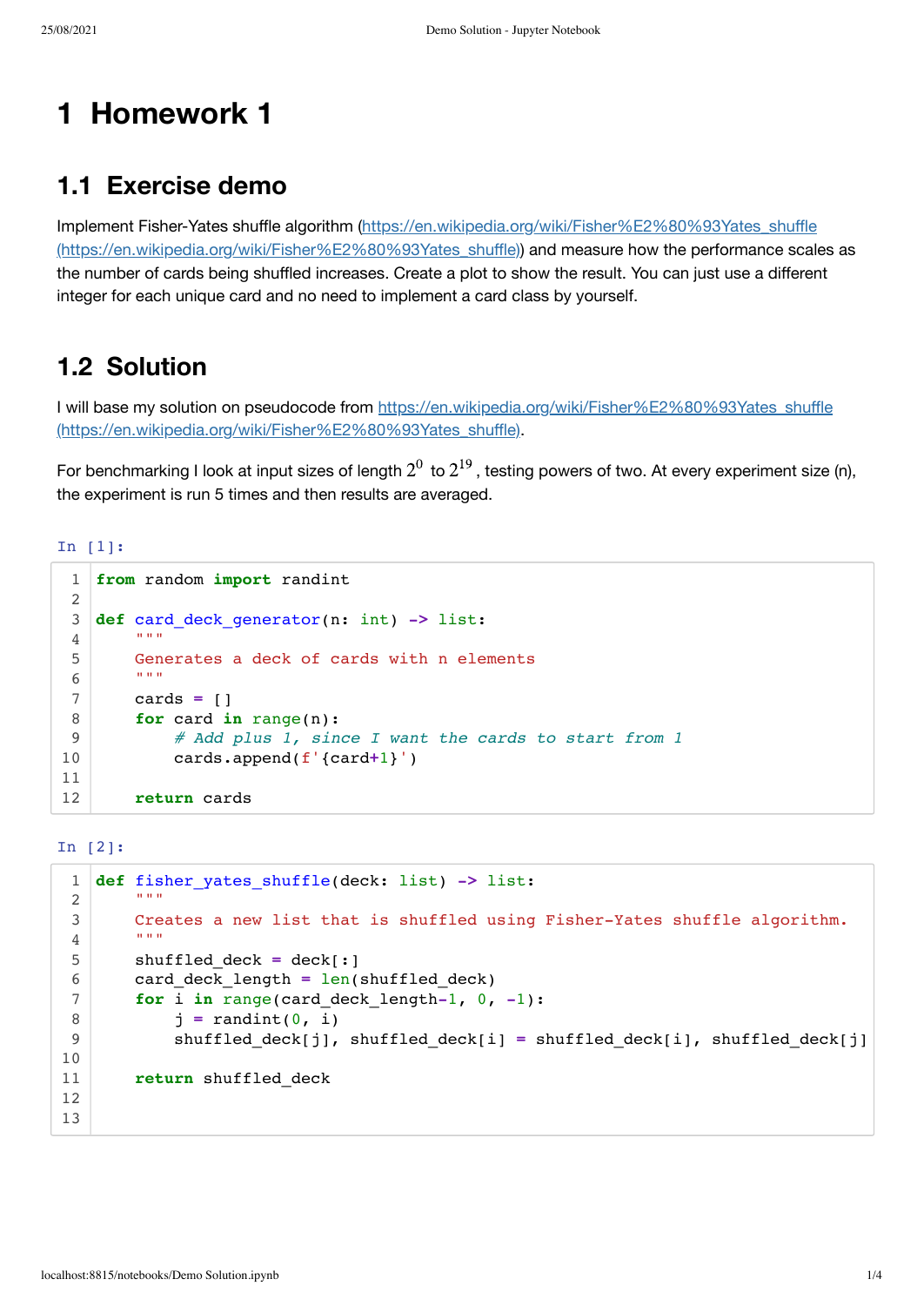# 1 Homework 1

## 1.1 Exercise demo

Implement Fisher-Yates shuffle algorithm (https://en.wikipedia.org/wiki/Fisher%E2%80%93Yates_shuffle (https://en.wikipedia.org/wiki/Fisher%E2%80%93Yates_shuffle)) and measure how the performance scales as the number of cards being shuffled increases. Create a plot to show the result. You can just use a different integer for each unique card and no need to implement a card class by yourself.

## 1.2 Solution

I will base my solution on pseudocode from https://en.wikipedia.org/wiki/Fisher%E2%80%93Yates_shuffle (https://en.wikipedia.org/wiki/Fisher%E2%80%93Yates_shuffle).

For benchmarking I look at input sizes of length $2^0$ to $2^{19}$, testing powers of two. At every experiment size (n), the experiment is run 5 times and then results are averaged.

In [1]:

```python
from random import randint

def card_deck_generator(n: int) -> list:
    """
    Generates a deck of cards with n elements
    """
    cards = []
    for card in range(n):
        # Add plus 1, since I want the cards to start from 1
        cards.append(f'{card+1}')

    return cards
```

In [2]:

```python
def fisher_yates_shuffle(deck: list) -> list:
    """
    Creates a new list that is shuffled using Fisher-Yates shuffle algorithm.
    """
    shuffled_deck = deck[:]
    card_deck_length = len(shuffled_deck)
    for i in range(card_deck_length-1, 0, -1):
        j = randint(0, i)
        shuffled_deck[j], shuffled_deck[i] = shuffled_deck[i], shuffled_deck[j]

    return shuffled_deck


```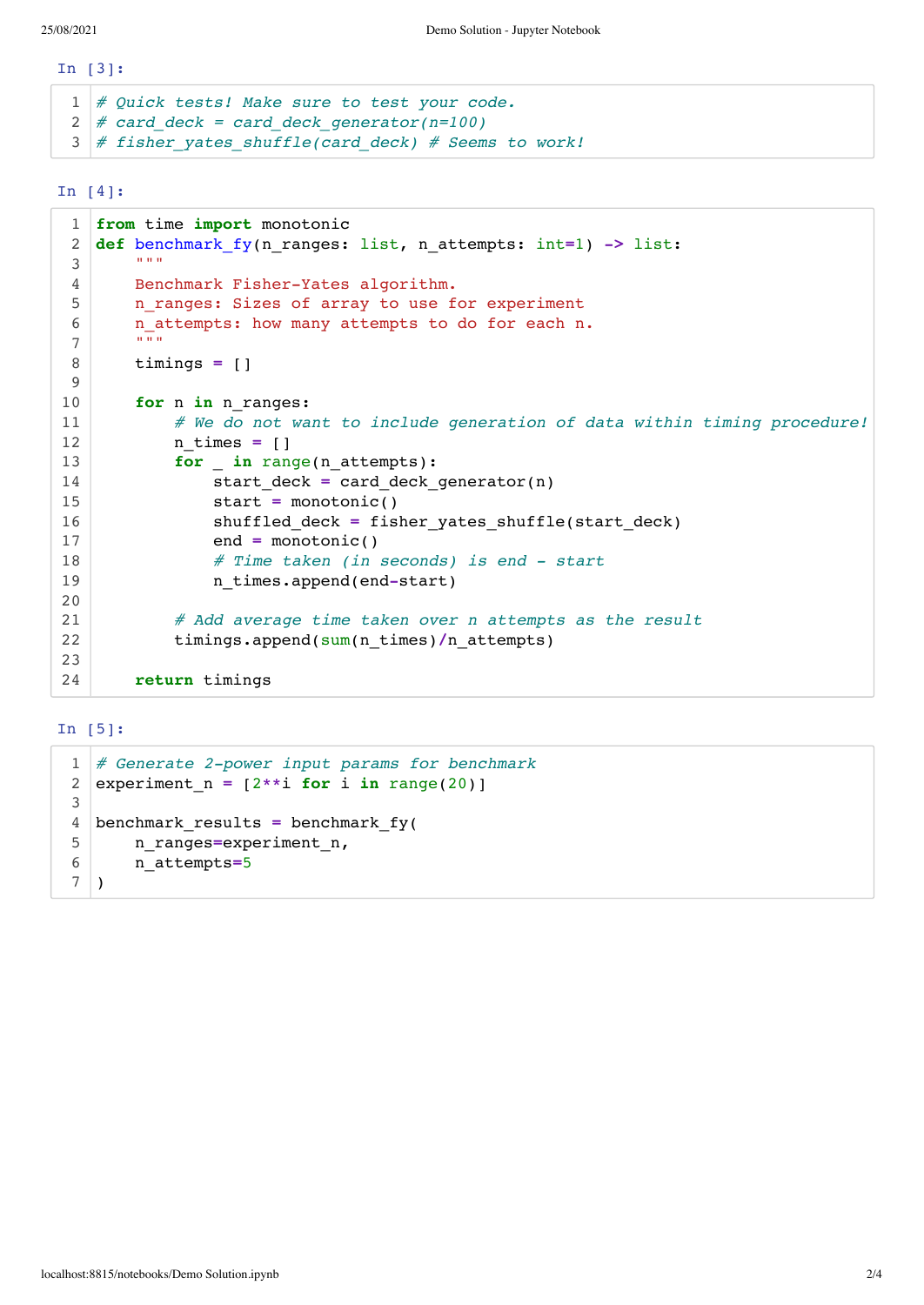In [3]:

```
# Quick tests! Make sure to test your code.
# card_deck = card_deck_generator(n=100)
# fisher_yates_shuffle(card_deck) # Seems to work!
```

In [4]:

```
from time import monotonic
def benchmark_fy(n_ranges: list, n_attempts: int=1) -> list:
    """
    Benchmark Fisher-Yates algorithm.
    n_ranges: Sizes of array to use for experiment
    n_attempts: how many attempts to do for each n.
    """
    timings = []

    for n in n_ranges:
        # We do not want to include generation of data within timing procedure!
        n_times = []
        for _ in range(n_attempts):
            start_deck = card_deck_generator(n)
            start = monotonic()
            shuffled_deck = fisher_yates_shuffle(start_deck)
            end = monotonic()
            # Time taken (in seconds) is end - start
            n_times.append(end-start)

        # Add average time taken over n attempts as the result
        timings.append(sum(n_times)/n_attempts)

    return timings
```

In [5]:

```
# Generate 2-power input params for benchmark
experiment_n = [2**i for i in range(20)]

benchmark_results = benchmark_fy(
    n_ranges=experiment_n,
    n_attempts=5
)
```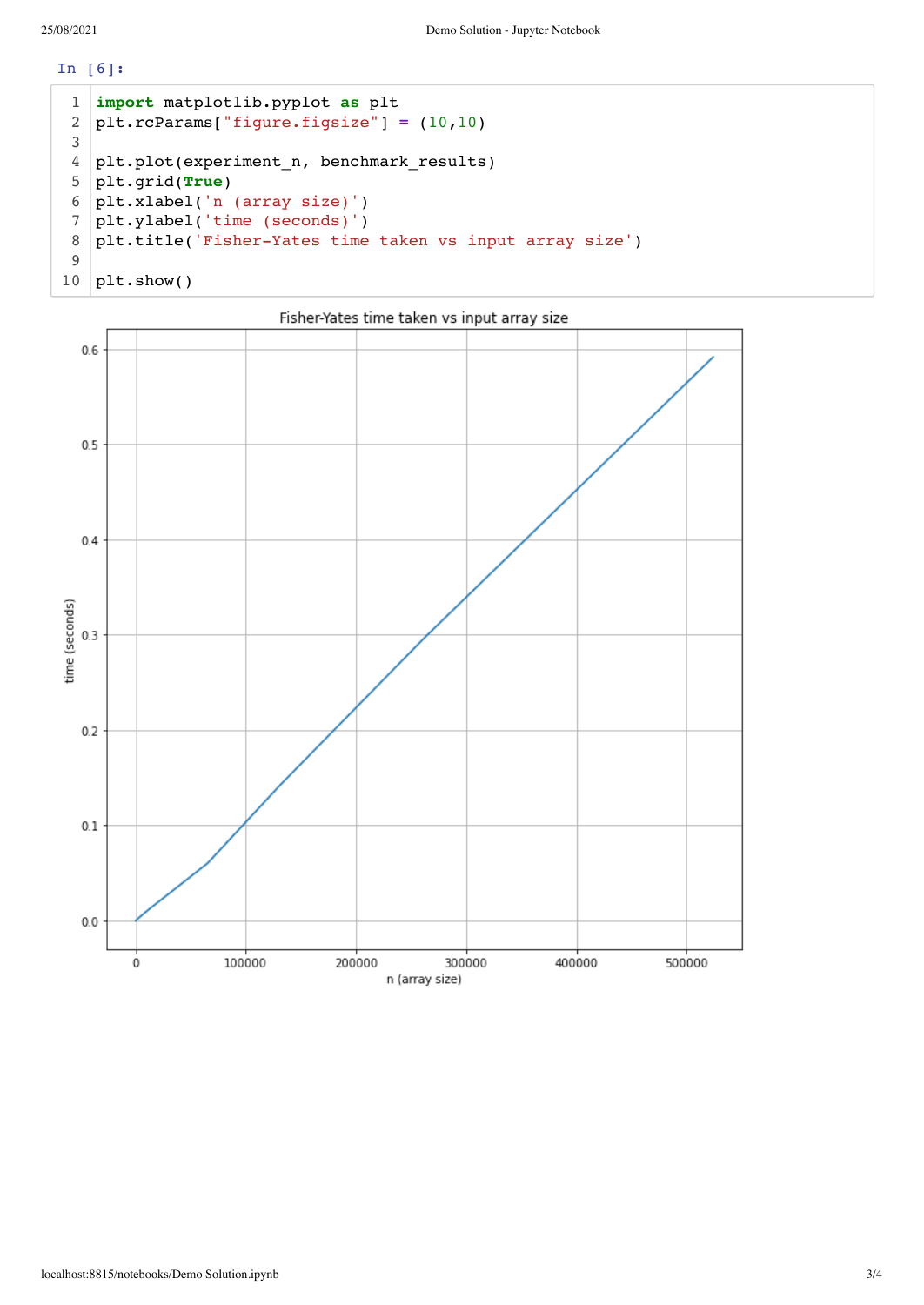In [6]:

```
import matplotlib.pyplot as plt
plt.rcParams["figure.figsize"] = (10,10)

plt.plot(experiment_n, benchmark_results)
plt.grid(True)
plt.xlabel('n (array size)')
plt.ylabel('time (seconds)')
plt.title('Fisher-Yates time taken vs input array size')

plt.show()
```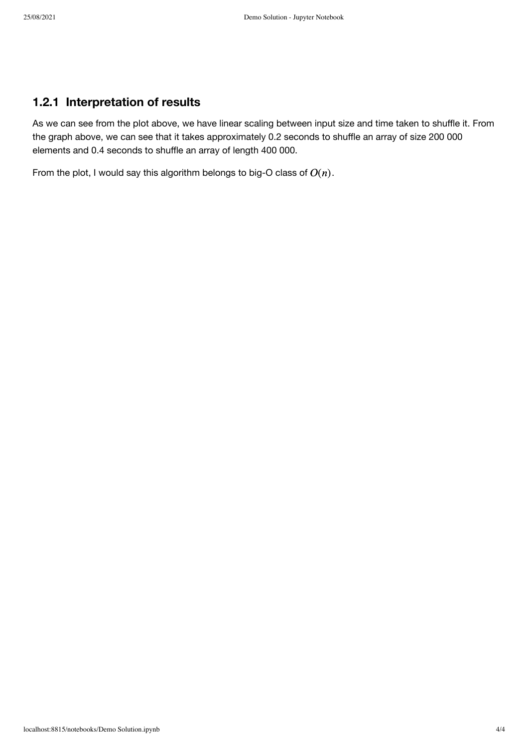### 1.2.1 Interpretation of results

As we can see from the plot above, we have linear scaling between input size and time taken to shuffle it. From the graph above, we can see that it takes approximately 0.2 seconds to shuffle an array of size 200 000 elements and 0.4 seconds to shuffle an array of length 400 000.

From the plot, I would say this algorithm belongs to big-O class of $O(n)$.